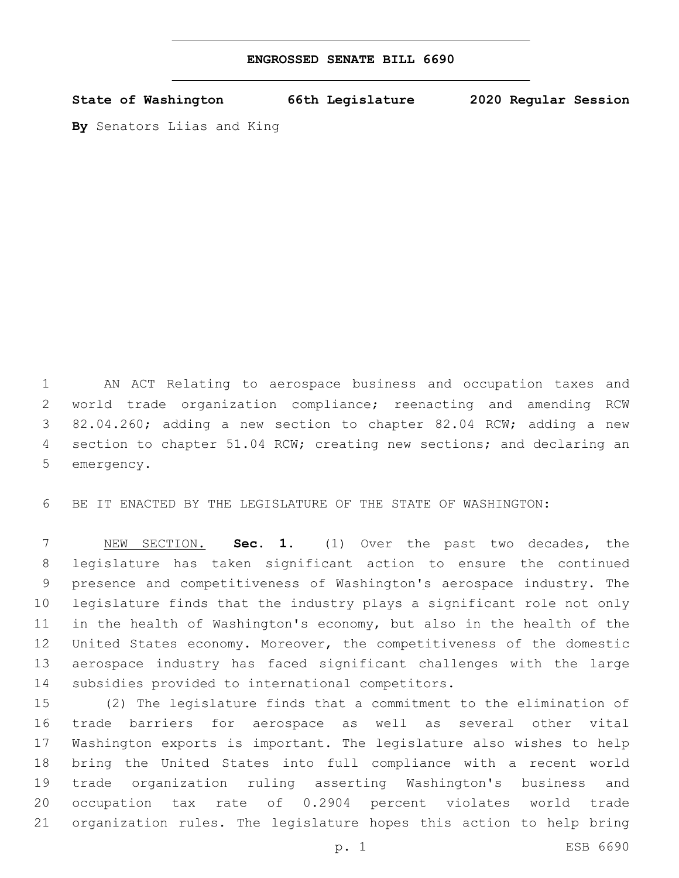# ENGROSSED SENATE BILL 6690

**State of Washington 66th Legislature 2020 Regular Session**

**By** Senators Liias and King

AN ACT Relating to aerospace business and occupation taxes and world trade organization compliance; reenacting and amending RCW 82.04.260; adding a new section to chapter 82.04 RCW; adding a new section to chapter 51.04 RCW; creating new sections; and declaring an emergency.

BE IT ENACTED BY THE LEGISLATURE OF THE STATE OF WASHINGTON:

NEW SECTION. **Sec. 1.** (1) Over the past two decades, the legislature has taken significant action to ensure the continued presence and competitiveness of Washington's aerospace industry. The legislature finds that the industry plays a significant role not only in the health of Washington's economy, but also in the health of the United States economy. Moreover, the competitiveness of the domestic aerospace industry has faced significant challenges with the large subsidies provided to international competitors.

(2) The legislature finds that a commitment to the elimination of trade barriers for aerospace as well as several other vital Washington exports is important. The legislature also wishes to help bring the United States into full compliance with a recent world trade organization ruling asserting Washington's business and occupation tax rate of 0.2904 percent violates world trade organization rules. The legislature hopes this action to help bring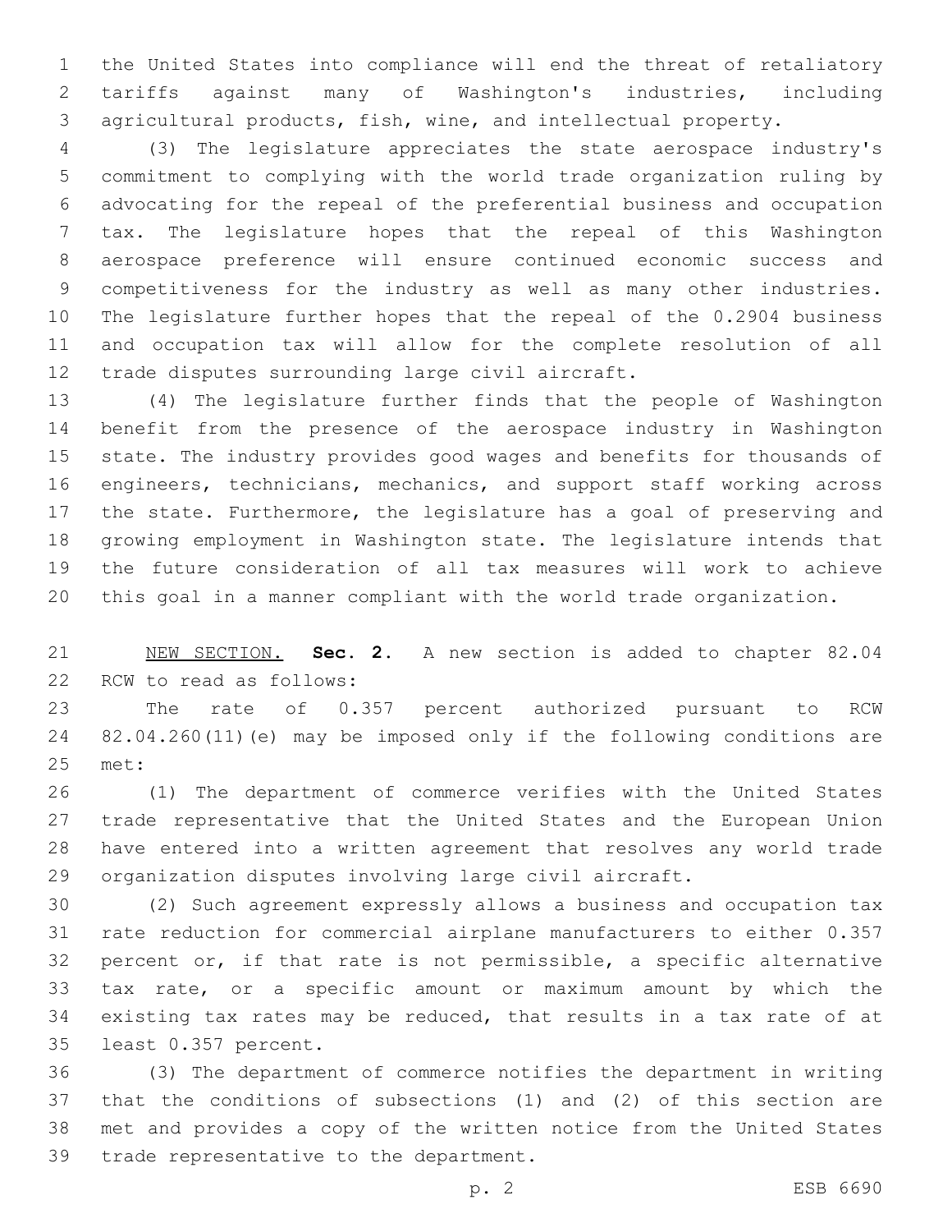the United States into compliance will end the threat of retaliatory tariffs against many of Washington's industries, including agricultural products, fish, wine, and intellectual property.

(3) The legislature appreciates the state aerospace industry's commitment to complying with the world trade organization ruling by advocating for the repeal of the preferential business and occupation tax. The legislature hopes that the repeal of this Washington aerospace preference will ensure continued economic success and competitiveness for the industry as well as many other industries. The legislature further hopes that the repeal of the 0.2904 business and occupation tax will allow for the complete resolution of all trade disputes surrounding large civil aircraft.

(4) The legislature further finds that the people of Washington benefit from the presence of the aerospace industry in Washington state. The industry provides good wages and benefits for thousands of engineers, technicians, mechanics, and support staff working across the state. Furthermore, the legislature has a goal of preserving and growing employment in Washington state. The legislature intends that the future consideration of all tax measures will work to achieve this goal in a manner compliant with the world trade organization.

NEW SECTION. **Sec. 2.** A new section is added to chapter 82.04 RCW to read as follows:

The rate of 0.357 percent authorized pursuant to RCW 82.04.260(11)(e) may be imposed only if the following conditions are met:

(1) The department of commerce verifies with the United States trade representative that the United States and the European Union have entered into a written agreement that resolves any world trade organization disputes involving large civil aircraft.

(2) Such agreement expressly allows a business and occupation tax rate reduction for commercial airplane manufacturers to either 0.357 percent or, if that rate is not permissible, a specific alternative tax rate, or a specific amount or maximum amount by which the existing tax rates may be reduced, that results in a tax rate of at least 0.357 percent.

(3) The department of commerce notifies the department in writing that the conditions of subsections (1) and (2) of this section are met and provides a copy of the written notice from the United States trade representative to the department.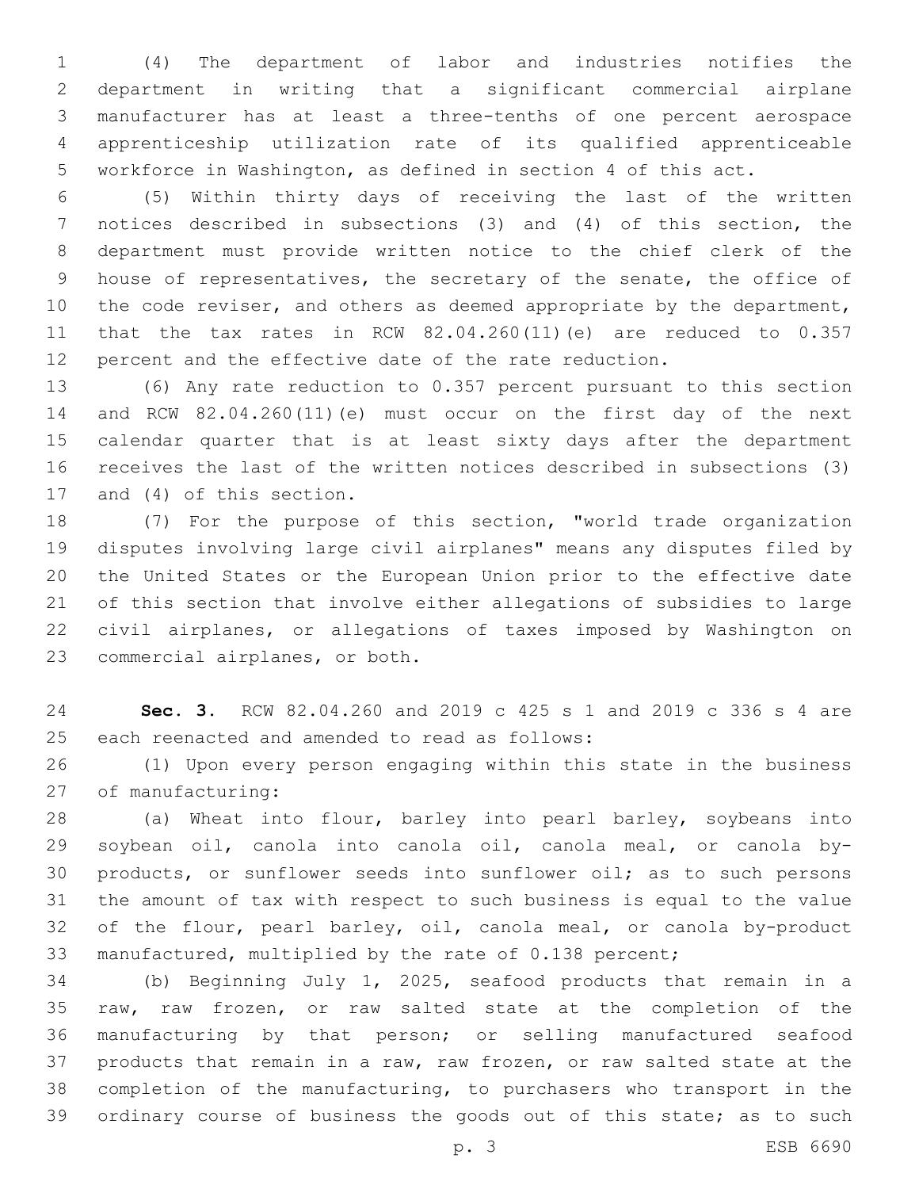(4) The department of labor and industries notifies the department in writing that a significant commercial airplane manufacturer has at least a three-tenths of one percent aerospace apprenticeship utilization rate of its qualified apprenticeable workforce in Washington, as defined in section 4 of this act.

(5) Within thirty days of receiving the last of the written notices described in subsections (3) and (4) of this section, the department must provide written notice to the chief clerk of the house of representatives, the secretary of the senate, the office of the code reviser, and others as deemed appropriate by the department, that the tax rates in RCW 82.04.260(11)(e) are reduced to 0.357 percent and the effective date of the rate reduction.

(6) Any rate reduction to 0.357 percent pursuant to this section and RCW 82.04.260(11)(e) must occur on the first day of the next calendar quarter that is at least sixty days after the department receives the last of the written notices described in subsections (3) and (4) of this section.

(7) For the purpose of this section, "world trade organization disputes involving large civil airplanes" means any disputes filed by the United States or the European Union prior to the effective date of this section that involve either allegations of subsidies to large civil airplanes, or allegations of taxes imposed by Washington on commercial airplanes, or both.

**Sec. 3.** RCW 82.04.260 and 2019 c 425 s 1 and 2019 c 336 s 4 are each reenacted and amended to read as follows:

(1) Upon every person engaging within this state in the business of manufacturing:

(a) Wheat into flour, barley into pearl barley, soybeans into soybean oil, canola into canola oil, canola meal, or canola by-products, or sunflower seeds into sunflower oil; as to such persons the amount of tax with respect to such business is equal to the value of the flour, pearl barley, oil, canola meal, or canola by-product manufactured, multiplied by the rate of 0.138 percent;

(b) Beginning July 1, 2025, seafood products that remain in a raw, raw frozen, or raw salted state at the completion of the manufacturing by that person; or selling manufactured seafood products that remain in a raw, raw frozen, or raw salted state at the completion of the manufacturing, to purchasers who transport in the ordinary course of business the goods out of this state; as to such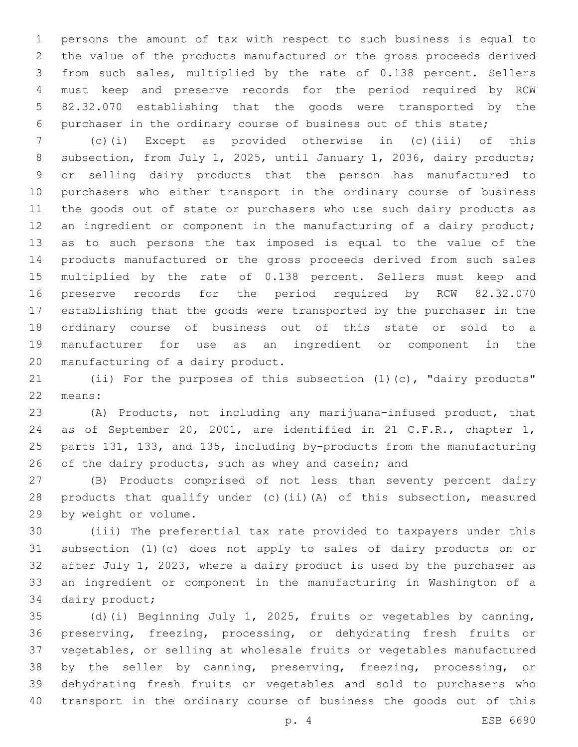persons the amount of tax with respect to such business is equal to the value of the products manufactured or the gross proceeds derived from such sales, multiplied by the rate of 0.138 percent. Sellers must keep and preserve records for the period required by RCW 82.32.070 establishing that the goods were transported by the purchaser in the ordinary course of business out of this state;

(c)(i) Except as provided otherwise in (c)(iii) of this subsection, from July 1, 2025, until January 1, 2036, dairy products; or selling dairy products that the person has manufactured to purchasers who either transport in the ordinary course of business the goods out of state or purchasers who use such dairy products as an ingredient or component in the manufacturing of a dairy product; as to such persons the tax imposed is equal to the value of the products manufactured or the gross proceeds derived from such sales multiplied by the rate of 0.138 percent. Sellers must keep and preserve records for the period required by RCW 82.32.070 establishing that the goods were transported by the purchaser in the ordinary course of business out of this state or sold to a manufacturer for use as an ingredient or component in the manufacturing of a dairy product.

(ii) For the purposes of this subsection (1)(c), "dairy products" means:

(A) Products, not including any marijuana-infused product, that as of September 20, 2001, are identified in 21 C.F.R., chapter 1, parts 131, 133, and 135, including by-products from the manufacturing of the dairy products, such as whey and casein; and

(B) Products comprised of not less than seventy percent dairy products that qualify under (c)(ii)(A) of this subsection, measured by weight or volume.

(iii) The preferential tax rate provided to taxpayers under this subsection (1)(c) does not apply to sales of dairy products on or after July 1, 2023, where a dairy product is used by the purchaser as an ingredient or component in the manufacturing in Washington of a dairy product;

(d)(i) Beginning July 1, 2025, fruits or vegetables by canning, preserving, freezing, processing, or dehydrating fresh fruits or vegetables, or selling at wholesale fruits or vegetables manufactured by the seller by canning, preserving, freezing, processing, or dehydrating fresh fruits or vegetables and sold to purchasers who transport in the ordinary course of business the goods out of this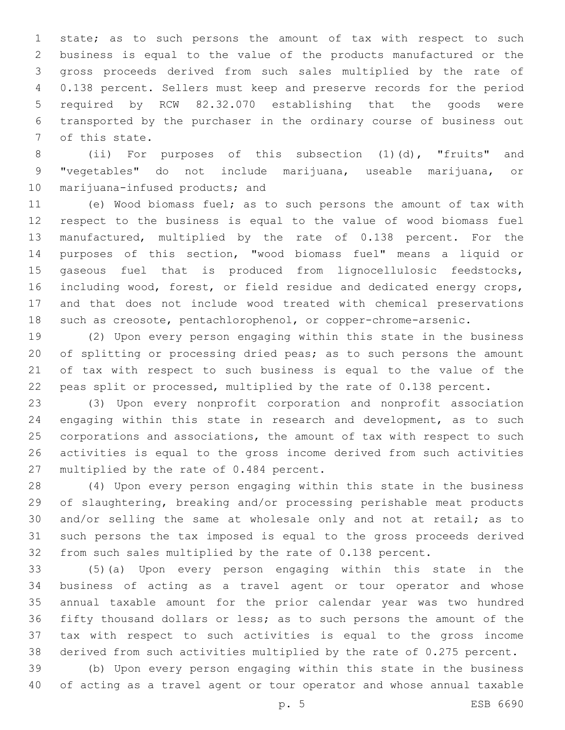state; as to such persons the amount of tax with respect to such business is equal to the value of the products manufactured or the gross proceeds derived from such sales multiplied by the rate of 0.138 percent. Sellers must keep and preserve records for the period required by RCW 82.32.070 establishing that the goods were transported by the purchaser in the ordinary course of business out of this state.

(ii) For purposes of this subsection (1)(d), "fruits" and "vegetables" do not include marijuana, useable marijuana, or marijuana-infused products; and

(e) Wood biomass fuel; as to such persons the amount of tax with respect to the business is equal to the value of wood biomass fuel manufactured, multiplied by the rate of 0.138 percent. For the purposes of this section, "wood biomass fuel" means a liquid or gaseous fuel that is produced from lignocellulosic feedstocks, including wood, forest, or field residue and dedicated energy crops, and that does not include wood treated with chemical preservations such as creosote, pentachlorophenol, or copper-chrome-arsenic.

(2) Upon every person engaging within this state in the business of splitting or processing dried peas; as to such persons the amount of tax with respect to such business is equal to the value of the peas split or processed, multiplied by the rate of 0.138 percent.

(3) Upon every nonprofit corporation and nonprofit association engaging within this state in research and development, as to such corporations and associations, the amount of tax with respect to such activities is equal to the gross income derived from such activities multiplied by the rate of 0.484 percent.

(4) Upon every person engaging within this state in the business of slaughtering, breaking and/or processing perishable meat products and/or selling the same at wholesale only and not at retail; as to such persons the tax imposed is equal to the gross proceeds derived from such sales multiplied by the rate of 0.138 percent.

(5)(a) Upon every person engaging within this state in the business of acting as a travel agent or tour operator and whose annual taxable amount for the prior calendar year was two hundred fifty thousand dollars or less; as to such persons the amount of the tax with respect to such activities is equal to the gross income derived from such activities multiplied by the rate of 0.275 percent.

(b) Upon every person engaging within this state in the business of acting as a travel agent or tour operator and whose annual taxable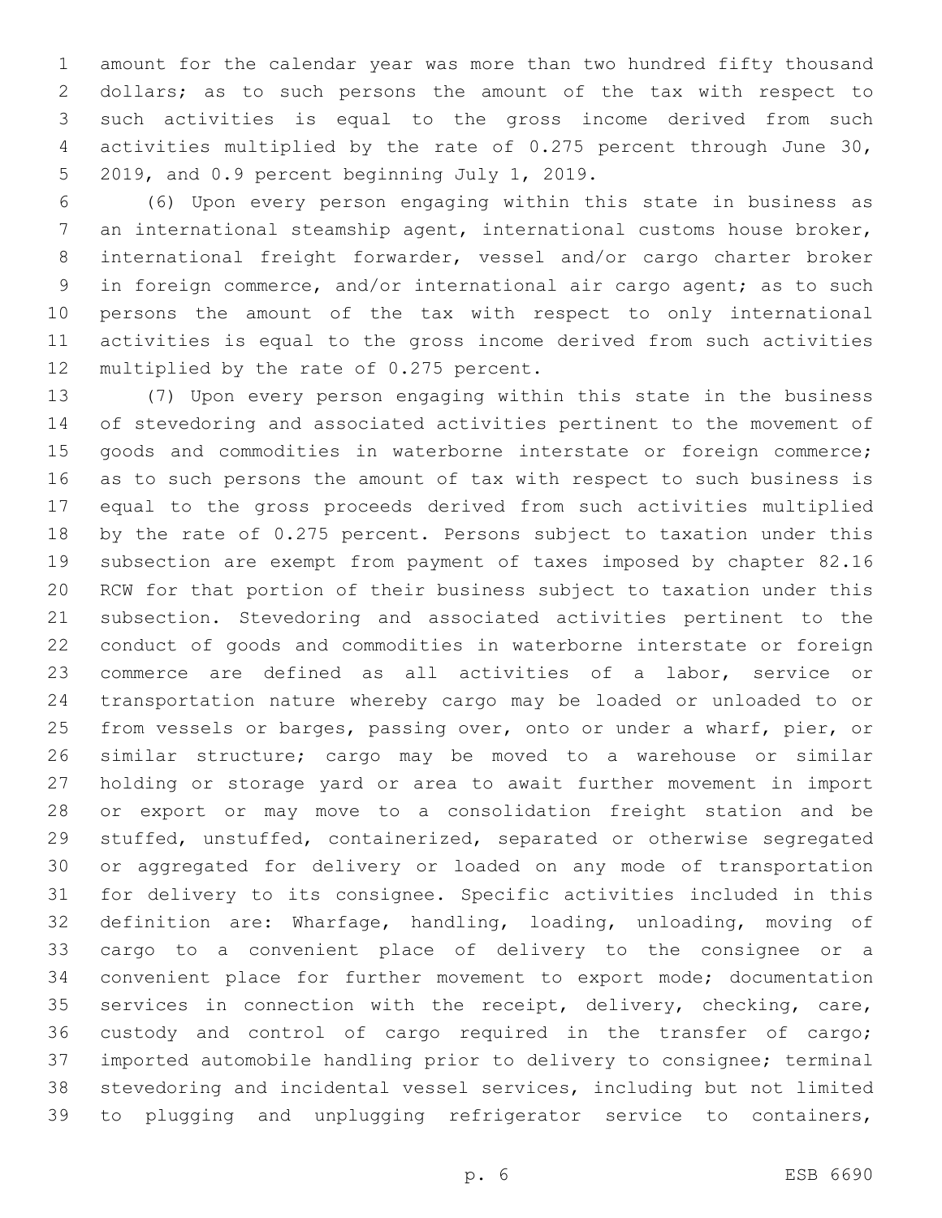amount for the calendar year was more than two hundred fifty thousand dollars; as to such persons the amount of the tax with respect to such activities is equal to the gross income derived from such activities multiplied by the rate of 0.275 percent through June 30, 2019, and 0.9 percent beginning July 1, 2019.

(6) Upon every person engaging within this state in business as an international steamship agent, international customs house broker, international freight forwarder, vessel and/or cargo charter broker in foreign commerce, and/or international air cargo agent; as to such persons the amount of the tax with respect to only international activities is equal to the gross income derived from such activities multiplied by the rate of 0.275 percent.

(7) Upon every person engaging within this state in the business of stevedoring and associated activities pertinent to the movement of goods and commodities in waterborne interstate or foreign commerce; as to such persons the amount of tax with respect to such business is equal to the gross proceeds derived from such activities multiplied by the rate of 0.275 percent. Persons subject to taxation under this subsection are exempt from payment of taxes imposed by chapter 82.16 RCW for that portion of their business subject to taxation under this subsection. Stevedoring and associated activities pertinent to the conduct of goods and commodities in waterborne interstate or foreign commerce are defined as all activities of a labor, service or transportation nature whereby cargo may be loaded or unloaded to or from vessels or barges, passing over, onto or under a wharf, pier, or similar structure; cargo may be moved to a warehouse or similar holding or storage yard or area to await further movement in import or export or may move to a consolidation freight station and be stuffed, unstuffed, containerized, separated or otherwise segregated or aggregated for delivery or loaded on any mode of transportation for delivery to its consignee. Specific activities included in this definition are: Wharfage, handling, loading, unloading, moving of cargo to a convenient place of delivery to the consignee or a convenient place for further movement to export mode; documentation services in connection with the receipt, delivery, checking, care, custody and control of cargo required in the transfer of cargo; imported automobile handling prior to delivery to consignee; terminal stevedoring and incidental vessel services, including but not limited to plugging and unplugging refrigerator service to containers,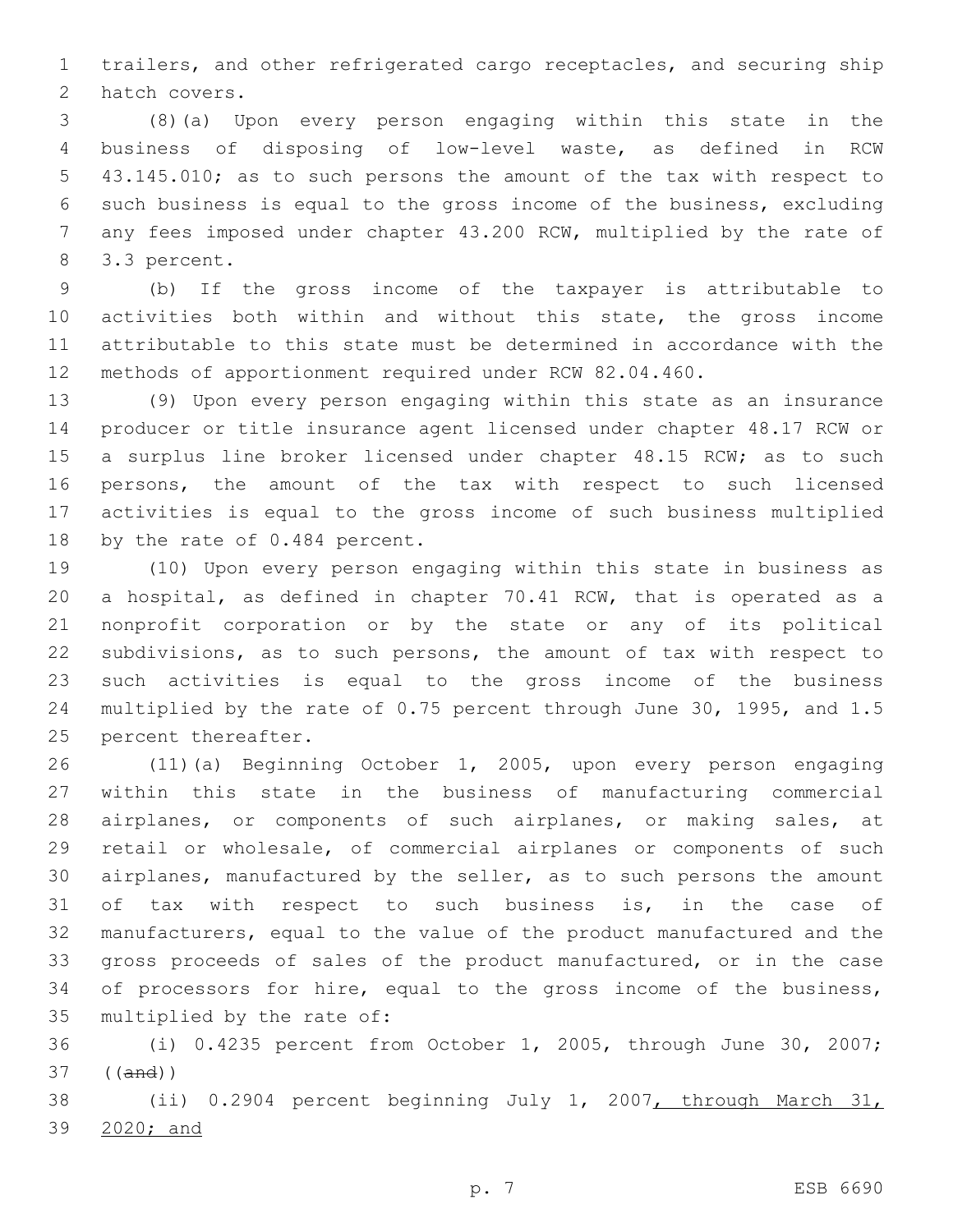trailers, and other refrigerated cargo receptacles, and securing ship hatch covers.

(8)(a) Upon every person engaging within this state in the business of disposing of low-level waste, as defined in RCW 43.145.010; as to such persons the amount of the tax with respect to such business is equal to the gross income of the business, excluding any fees imposed under chapter 43.200 RCW, multiplied by the rate of 3.3 percent.

(b) If the gross income of the taxpayer is attributable to activities both within and without this state, the gross income attributable to this state must be determined in accordance with the methods of apportionment required under RCW 82.04.460.

(9) Upon every person engaging within this state as an insurance producer or title insurance agent licensed under chapter 48.17 RCW or a surplus line broker licensed under chapter 48.15 RCW; as to such persons, the amount of the tax with respect to such licensed activities is equal to the gross income of such business multiplied by the rate of 0.484 percent.

(10) Upon every person engaging within this state in business as a hospital, as defined in chapter 70.41 RCW, that is operated as a nonprofit corporation or by the state or any of its political subdivisions, as to such persons, the amount of tax with respect to such activities is equal to the gross income of the business multiplied by the rate of 0.75 percent through June 30, 1995, and 1.5 percent thereafter.

(11)(a) Beginning October 1, 2005, upon every person engaging within this state in the business of manufacturing commercial airplanes, or components of such airplanes, or making sales, at retail or wholesale, of commercial airplanes or components of such airplanes, manufactured by the seller, as to such persons the amount of tax with respect to such business is, in the case of manufacturers, equal to the value of the product manufactured and the gross proceeds of sales of the product manufactured, or in the case of processors for hire, equal to the gross income of the business, multiplied by the rate of:

(i) 0.4235 percent from October 1, 2005, through June 30, 2007; ((~~and~~))

(ii) 0.2904 percent beginning July 1, 2007<u>, through March 31, 2020; and</u>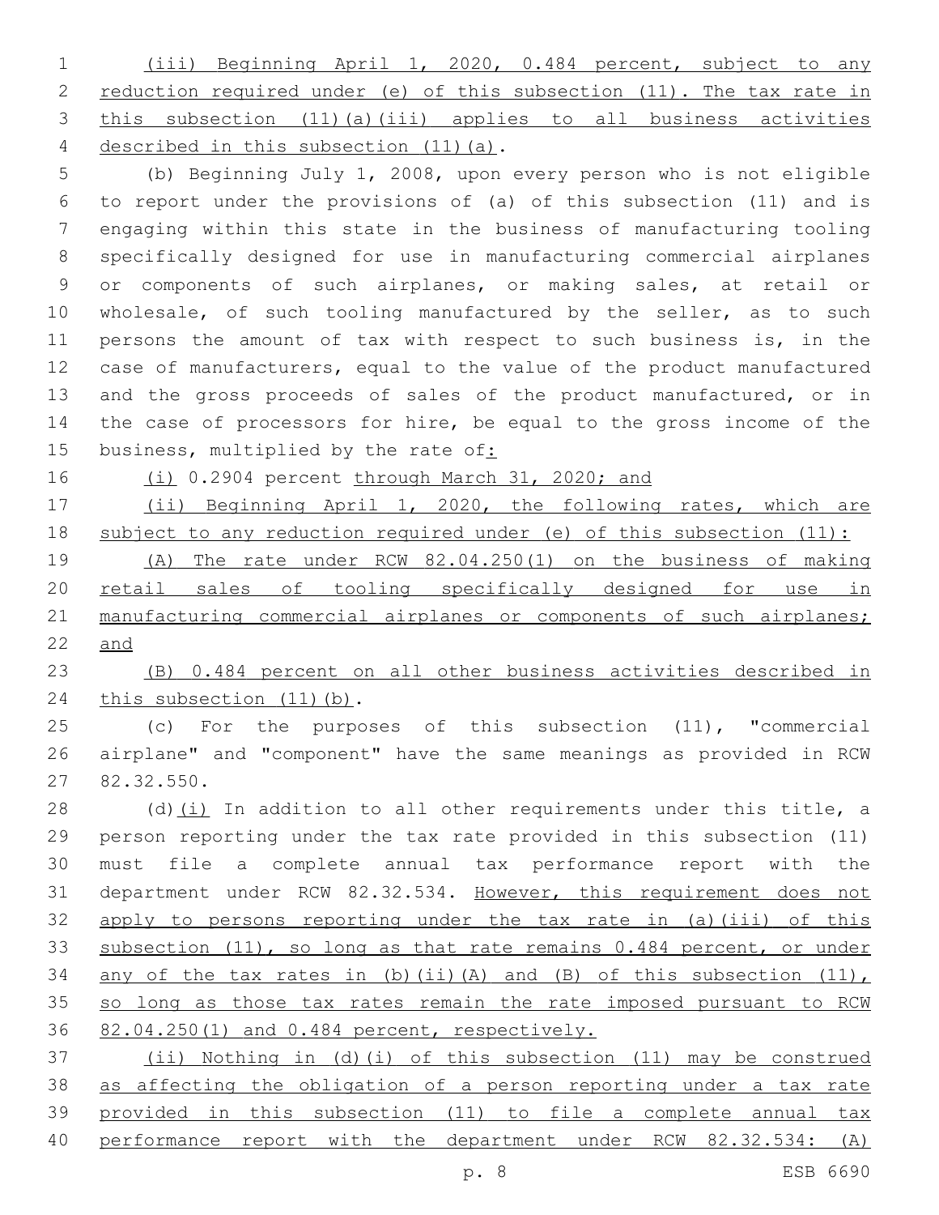(iii) Beginning April 1, 2020, 0.484 percent, subject to any reduction required under (e) of this subsection (11). The tax rate in this subsection (11)(a)(iii) applies to all business activities described in this subsection (11)(a).

(b) Beginning July 1, 2008, upon every person who is not eligible to report under the provisions of (a) of this subsection (11) and is engaging within this state in the business of manufacturing tooling specifically designed for use in manufacturing commercial airplanes or components of such airplanes, or making sales, at retail or wholesale, of such tooling manufactured by the seller, as to such persons the amount of tax with respect to such business is, in the case of manufacturers, equal to the value of the product manufactured and the gross proceeds of sales of the product manufactured, or in the case of processors for hire, be equal to the gross income of the business, multiplied by the rate of:

(i) 0.2904 percent through March 31, 2020; and

(ii) Beginning April 1, 2020, the following rates, which are subject to any reduction required under (e) of this subsection (11):

(A) The rate under RCW 82.04.250(1) on the business of making retail sales of tooling specifically designed for use in manufacturing commercial airplanes or components of such airplanes; and

(B) 0.484 percent on all other business activities described in this subsection (11)(b).

(c) For the purposes of this subsection (11), "commercial airplane" and "component" have the same meanings as provided in RCW 82.32.550.

(d)(i) In addition to all other requirements under this title, a person reporting under the tax rate provided in this subsection (11) must file a complete annual tax performance report with the department under RCW 82.32.534. However, this requirement does not apply to persons reporting under the tax rate in (a)(iii) of this subsection (11), so long as that rate remains 0.484 percent, or under any of the tax rates in (b)(ii)(A) and (B) of this subsection (11), so long as those tax rates remain the rate imposed pursuant to RCW 82.04.250(1) and 0.484 percent, respectively.

(ii) Nothing in (d)(i) of this subsection (11) may be construed as affecting the obligation of a person reporting under a tax rate provided in this subsection (11) to file a complete annual tax performance report with the department under RCW 82.32.534: (A)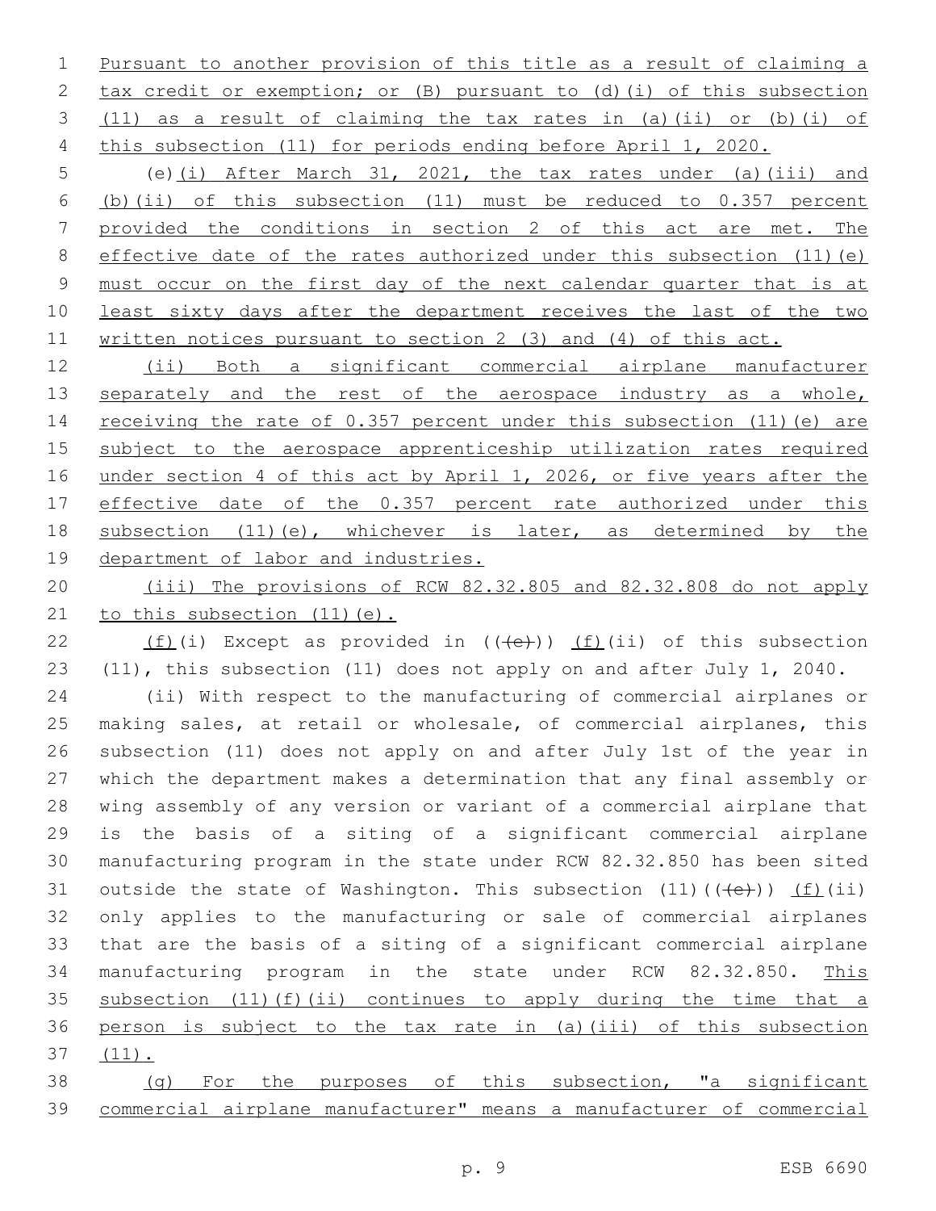Pursuant to another provision of this title as a result of claiming a tax credit or exemption; or (B) pursuant to (d)(i) of this subsection (11) as a result of claiming the tax rates in (a)(ii) or (b)(i) of this subsection (11) for periods ending before April 1, 2020.

(e)(i) After March 31, 2021, the tax rates under (a)(iii) and (b)(ii) of this subsection (11) must be reduced to 0.357 percent provided the conditions in section 2 of this act are met. The effective date of the rates authorized under this subsection (11)(e) must occur on the first day of the next calendar quarter that is at least sixty days after the department receives the last of the two written notices pursuant to section 2 (3) and (4) of this act.

(ii) Both a significant commercial airplane manufacturer separately and the rest of the aerospace industry as a whole, receiving the rate of 0.357 percent under this subsection (11)(e) are subject to the aerospace apprenticeship utilization rates required under section 4 of this act by April 1, 2026, or five years after the effective date of the 0.357 percent rate authorized under this subsection (11)(e), whichever is later, as determined by the department of labor and industries.

(iii) The provisions of RCW 82.32.805 and 82.32.808 do not apply to this subsection (11)(e).

(f)(i) Except as provided in ((~~(e)~~)) (f)(ii) of this subsection (11), this subsection (11) does not apply on and after July 1, 2040.

(ii) With respect to the manufacturing of commercial airplanes or making sales, at retail or wholesale, of commercial airplanes, this subsection (11) does not apply on and after July 1st of the year in which the department makes a determination that any final assembly or wing assembly of any version or variant of a commercial airplane that is the basis of a siting of a significant commercial airplane manufacturing program in the state under RCW 82.32.850 has been sited outside the state of Washington. This subsection (11)((~~(e)~~)) (f)(ii) only applies to the manufacturing or sale of commercial airplanes that are the basis of a siting of a significant commercial airplane manufacturing program in the state under RCW 82.32.850. This subsection (11)(f)(ii) continues to apply during the time that a person is subject to the tax rate in (a)(iii) of this subsection (11).

(g) For the purposes of this subsection, "a significant commercial airplane manufacturer" means a manufacturer of commercial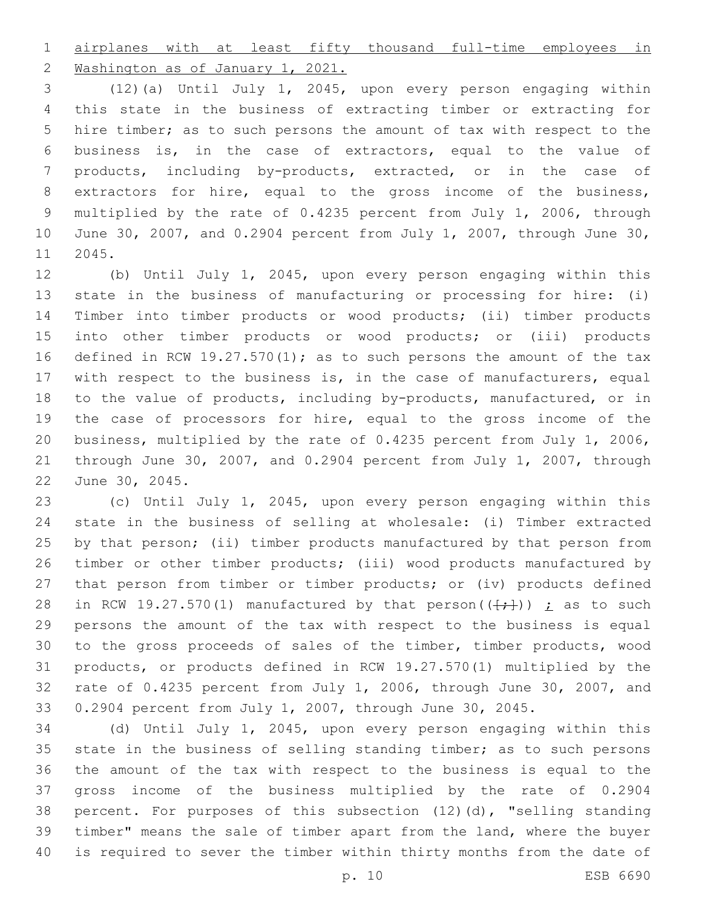airplanes with at least fifty thousand full-time employees in Washington as of January 1, 2021.

(12)(a) Until July 1, 2045, upon every person engaging within this state in the business of extracting timber or extracting for hire timber; as to such persons the amount of tax with respect to the business is, in the case of extractors, equal to the value of products, including by-products, extracted, or in the case of extractors for hire, equal to the gross income of the business, multiplied by the rate of 0.4235 percent from July 1, 2006, through June 30, 2007, and 0.2904 percent from July 1, 2007, through June 30, 2045.

(b) Until July 1, 2045, upon every person engaging within this state in the business of manufacturing or processing for hire: (i) Timber into timber products or wood products; (ii) timber products into other timber products or wood products; or (iii) products defined in RCW 19.27.570(1); as to such persons the amount of the tax with respect to the business is, in the case of manufacturers, equal to the value of products, including by-products, manufactured, or in the case of processors for hire, equal to the gross income of the business, multiplied by the rate of 0.4235 percent from July 1, 2006, through June 30, 2007, and 0.2904 percent from July 1, 2007, through June 30, 2045.

(c) Until July 1, 2045, upon every person engaging within this state in the business of selling at wholesale: (i) Timber extracted by that person; (ii) timber products manufactured by that person from timber or other timber products; (iii) wood products manufactured by that person from timber or timber products; or (iv) products defined in RCW 19.27.570(1) manufactured by that person((~~;~~)) ; as to such persons the amount of the tax with respect to the business is equal to the gross proceeds of sales of the timber, timber products, wood products, or products defined in RCW 19.27.570(1) multiplied by the rate of 0.4235 percent from July 1, 2006, through June 30, 2007, and 0.2904 percent from July 1, 2007, through June 30, 2045.

(d) Until July 1, 2045, upon every person engaging within this state in the business of selling standing timber; as to such persons the amount of the tax with respect to the business is equal to the gross income of the business multiplied by the rate of 0.2904 percent. For purposes of this subsection (12)(d), "selling standing timber" means the sale of timber apart from the land, where the buyer is required to sever the timber within thirty months from the date of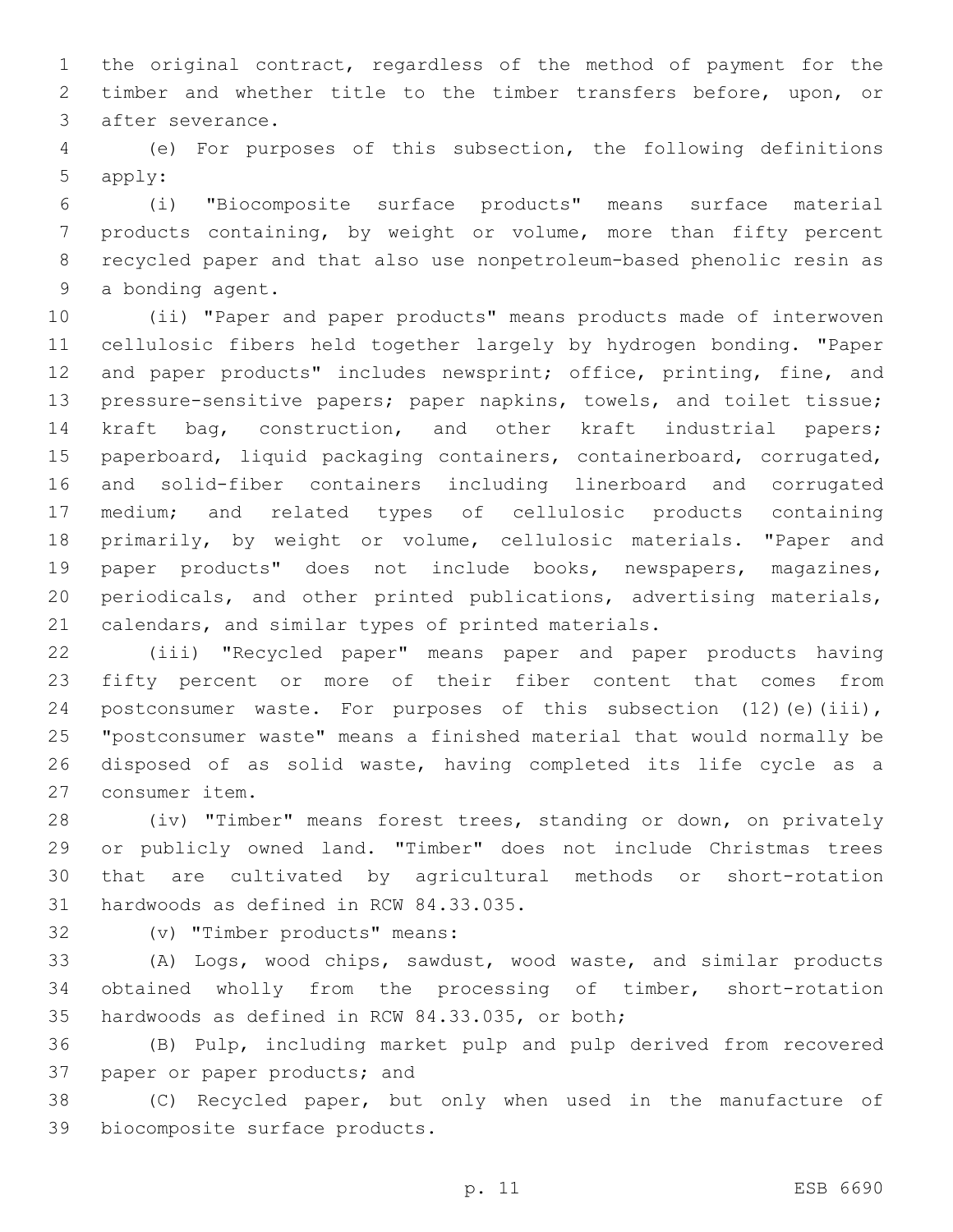the original contract, regardless of the method of payment for the timber and whether title to the timber transfers before, upon, or after severance.

(e) For purposes of this subsection, the following definitions apply:

(i) "Biocomposite surface products" means surface material products containing, by weight or volume, more than fifty percent recycled paper and that also use nonpetroleum-based phenolic resin as a bonding agent.

(ii) "Paper and paper products" means products made of interwoven cellulosic fibers held together largely by hydrogen bonding. "Paper and paper products" includes newsprint; office, printing, fine, and pressure-sensitive papers; paper napkins, towels, and toilet tissue; kraft bag, construction, and other kraft industrial papers; paperboard, liquid packaging containers, containerboard, corrugated, and solid-fiber containers including linerboard and corrugated medium; and related types of cellulosic products containing primarily, by weight or volume, cellulosic materials. "Paper and paper products" does not include books, newspapers, magazines, periodicals, and other printed publications, advertising materials, calendars, and similar types of printed materials.

(iii) "Recycled paper" means paper and paper products having fifty percent or more of their fiber content that comes from postconsumer waste. For purposes of this subsection (12)(e)(iii), "postconsumer waste" means a finished material that would normally be disposed of as solid waste, having completed its life cycle as a consumer item.

(iv) "Timber" means forest trees, standing or down, on privately or publicly owned land. "Timber" does not include Christmas trees that are cultivated by agricultural methods or short-rotation hardwoods as defined in RCW 84.33.035.

(v) "Timber products" means:

(A) Logs, wood chips, sawdust, wood waste, and similar products obtained wholly from the processing of timber, short-rotation hardwoods as defined in RCW 84.33.035, or both;

(B) Pulp, including market pulp and pulp derived from recovered paper or paper products; and

(C) Recycled paper, but only when used in the manufacture of biocomposite surface products.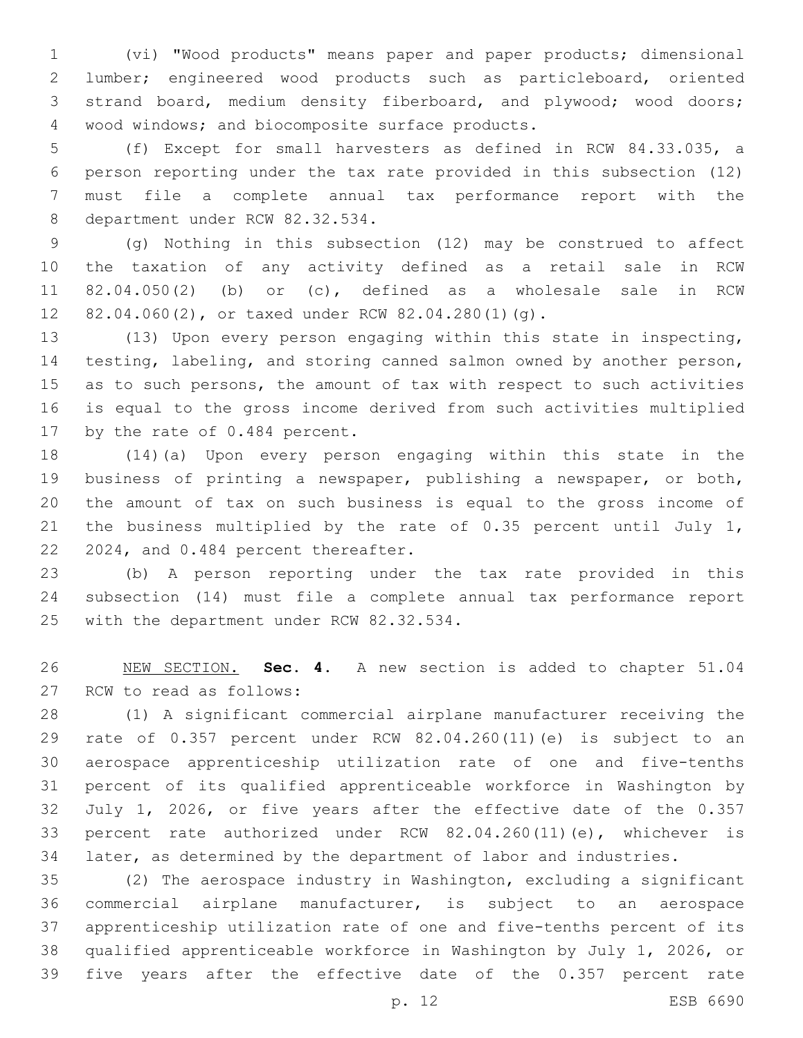(vi) "Wood products" means paper and paper products; dimensional lumber; engineered wood products such as particleboard, oriented strand board, medium density fiberboard, and plywood; wood doors; wood windows; and biocomposite surface products.

(f) Except for small harvesters as defined in RCW 84.33.035, a person reporting under the tax rate provided in this subsection (12) must file a complete annual tax performance report with the department under RCW 82.32.534.

(g) Nothing in this subsection (12) may be construed to affect the taxation of any activity defined as a retail sale in RCW 82.04.050(2) (b) or (c), defined as a wholesale sale in RCW 82.04.060(2), or taxed under RCW 82.04.280(1)(g).

(13) Upon every person engaging within this state in inspecting, testing, labeling, and storing canned salmon owned by another person, as to such persons, the amount of tax with respect to such activities is equal to the gross income derived from such activities multiplied by the rate of 0.484 percent.

(14)(a) Upon every person engaging within this state in the business of printing a newspaper, publishing a newspaper, or both, the amount of tax on such business is equal to the gross income of the business multiplied by the rate of 0.35 percent until July 1, 2024, and 0.484 percent thereafter.

(b) A person reporting under the tax rate provided in this subsection (14) must file a complete annual tax performance report with the department under RCW 82.32.534.

NEW SECTION. **Sec. 4.** A new section is added to chapter 51.04 RCW to read as follows:

(1) A significant commercial airplane manufacturer receiving the rate of 0.357 percent under RCW 82.04.260(11)(e) is subject to an aerospace apprenticeship utilization rate of one and five-tenths percent of its qualified apprenticeable workforce in Washington by July 1, 2026, or five years after the effective date of the 0.357 percent rate authorized under RCW 82.04.260(11)(e), whichever is later, as determined by the department of labor and industries.

(2) The aerospace industry in Washington, excluding a significant commercial airplane manufacturer, is subject to an aerospace apprenticeship utilization rate of one and five-tenths percent of its qualified apprenticeable workforce in Washington by July 1, 2026, or five years after the effective date of the 0.357 percent rate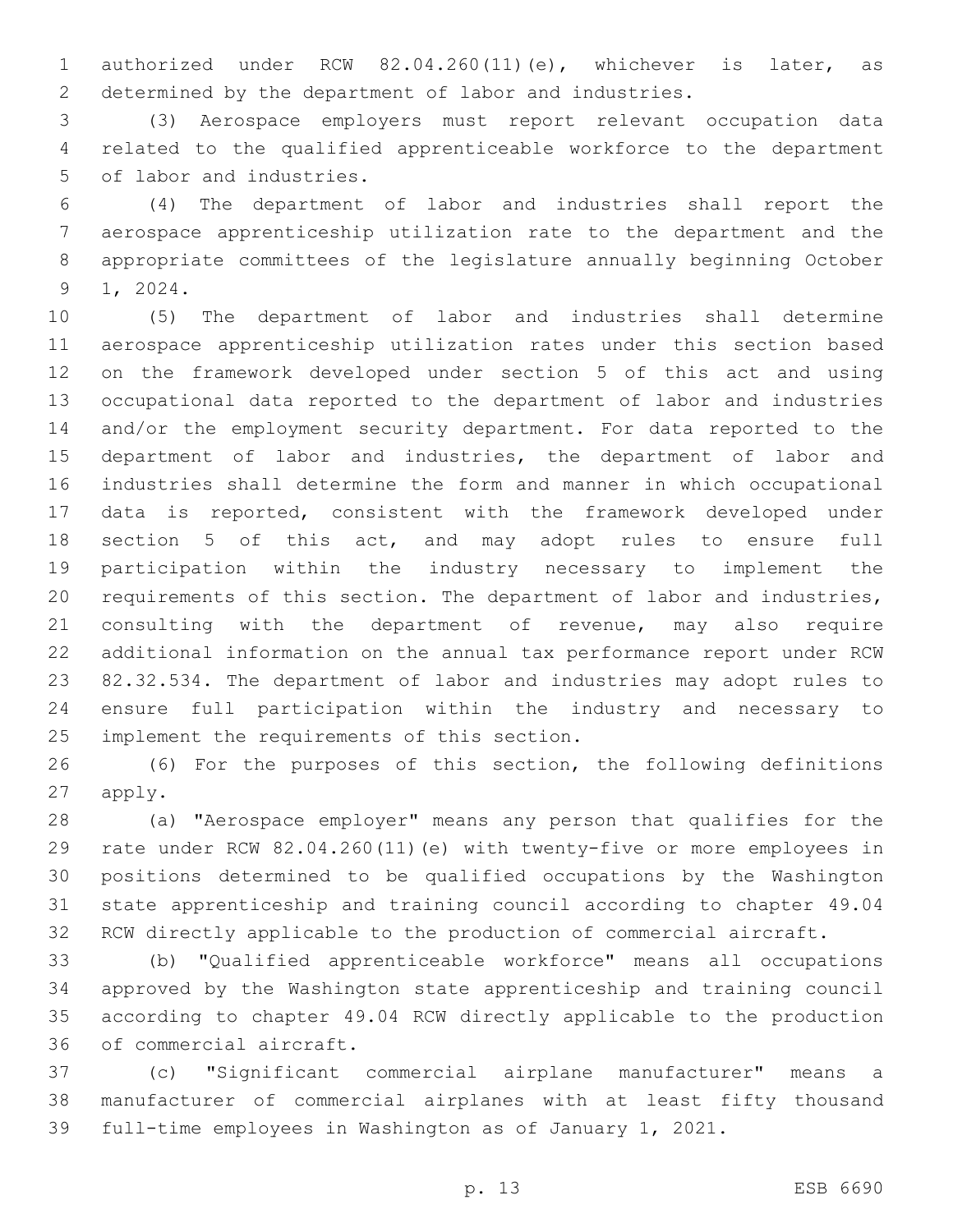authorized under RCW 82.04.260(11)(e), whichever is later, as determined by the department of labor and industries.

(3) Aerospace employers must report relevant occupation data related to the qualified apprenticeable workforce to the department of labor and industries.

(4) The department of labor and industries shall report the aerospace apprenticeship utilization rate to the department and the appropriate committees of the legislature annually beginning October 1, 2024.

(5) The department of labor and industries shall determine aerospace apprenticeship utilization rates under this section based on the framework developed under section 5 of this act and using occupational data reported to the department of labor and industries and/or the employment security department. For data reported to the department of labor and industries, the department of labor and industries shall determine the form and manner in which occupational data is reported, consistent with the framework developed under section 5 of this act, and may adopt rules to ensure full participation within the industry necessary to implement the requirements of this section. The department of labor and industries, consulting with the department of revenue, may also require additional information on the annual tax performance report under RCW 82.32.534. The department of labor and industries may adopt rules to ensure full participation within the industry and necessary to implement the requirements of this section.

(6) For the purposes of this section, the following definitions apply.

(a) "Aerospace employer" means any person that qualifies for the rate under RCW 82.04.260(11)(e) with twenty-five or more employees in positions determined to be qualified occupations by the Washington state apprenticeship and training council according to chapter 49.04 RCW directly applicable to the production of commercial aircraft.

(b) "Qualified apprenticeable workforce" means all occupations approved by the Washington state apprenticeship and training council according to chapter 49.04 RCW directly applicable to the production of commercial aircraft.

(c) "Significant commercial airplane manufacturer" means a manufacturer of commercial airplanes with at least fifty thousand full-time employees in Washington as of January 1, 2021.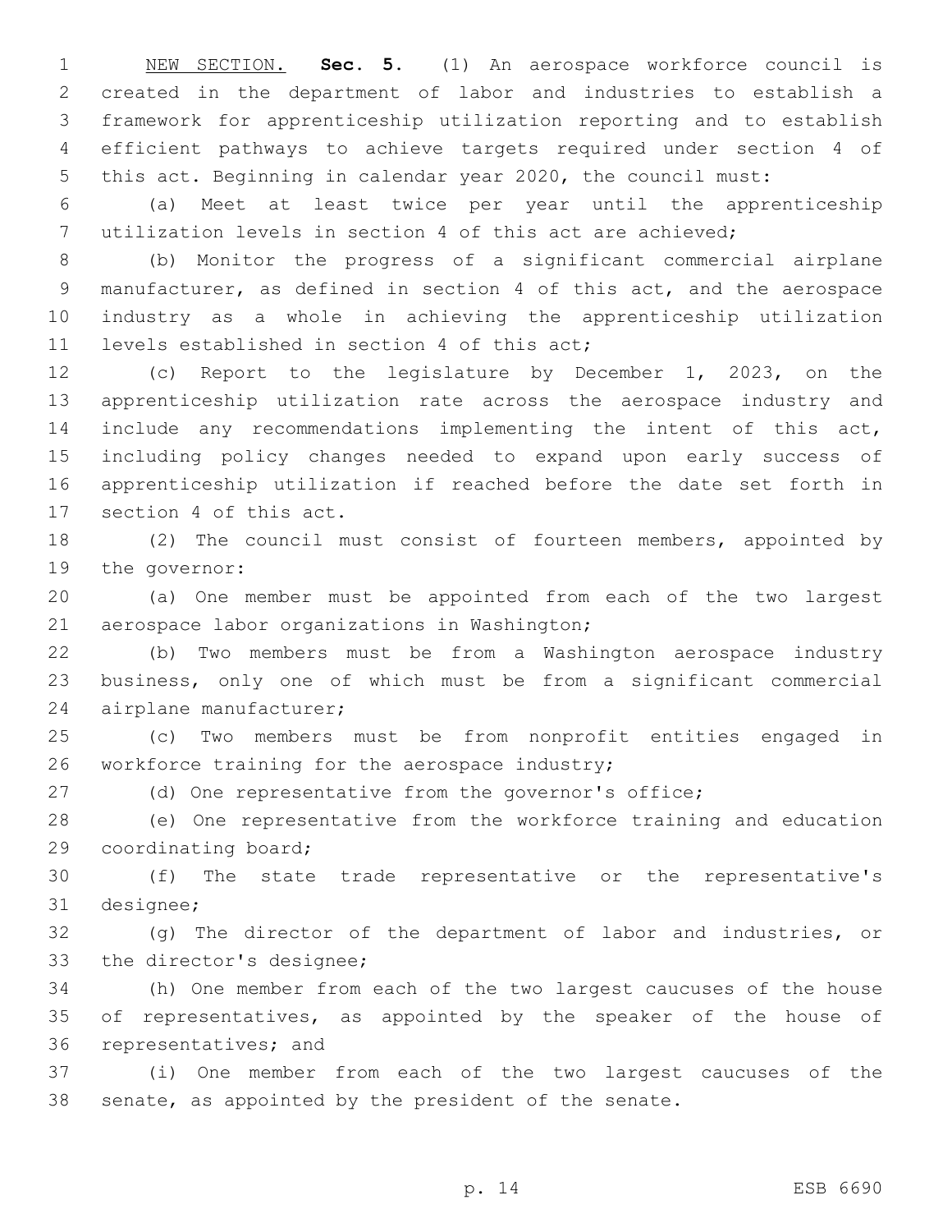NEW SECTION. **Sec. 5.** (1) An aerospace workforce council is created in the department of labor and industries to establish a framework for apprenticeship utilization reporting and to establish efficient pathways to achieve targets required under section 4 of this act. Beginning in calendar year 2020, the council must:

(a) Meet at least twice per year until the apprenticeship utilization levels in section 4 of this act are achieved;

(b) Monitor the progress of a significant commercial airplane manufacturer, as defined in section 4 of this act, and the aerospace industry as a whole in achieving the apprenticeship utilization levels established in section 4 of this act;

(c) Report to the legislature by December 1, 2023, on the apprenticeship utilization rate across the aerospace industry and include any recommendations implementing the intent of this act, including policy changes needed to expand upon early success of apprenticeship utilization if reached before the date set forth in section 4 of this act.

(2) The council must consist of fourteen members, appointed by the governor:

(a) One member must be appointed from each of the two largest aerospace labor organizations in Washington;

(b) Two members must be from a Washington aerospace industry business, only one of which must be from a significant commercial airplane manufacturer;

(c) Two members must be from nonprofit entities engaged in workforce training for the aerospace industry;

(d) One representative from the governor's office;

(e) One representative from the workforce training and education coordinating board;

(f) The state trade representative or the representative's designee;

(g) The director of the department of labor and industries, or the director's designee;

(h) One member from each of the two largest caucuses of the house of representatives, as appointed by the speaker of the house of representatives; and

(i) One member from each of the two largest caucuses of the senate, as appointed by the president of the senate.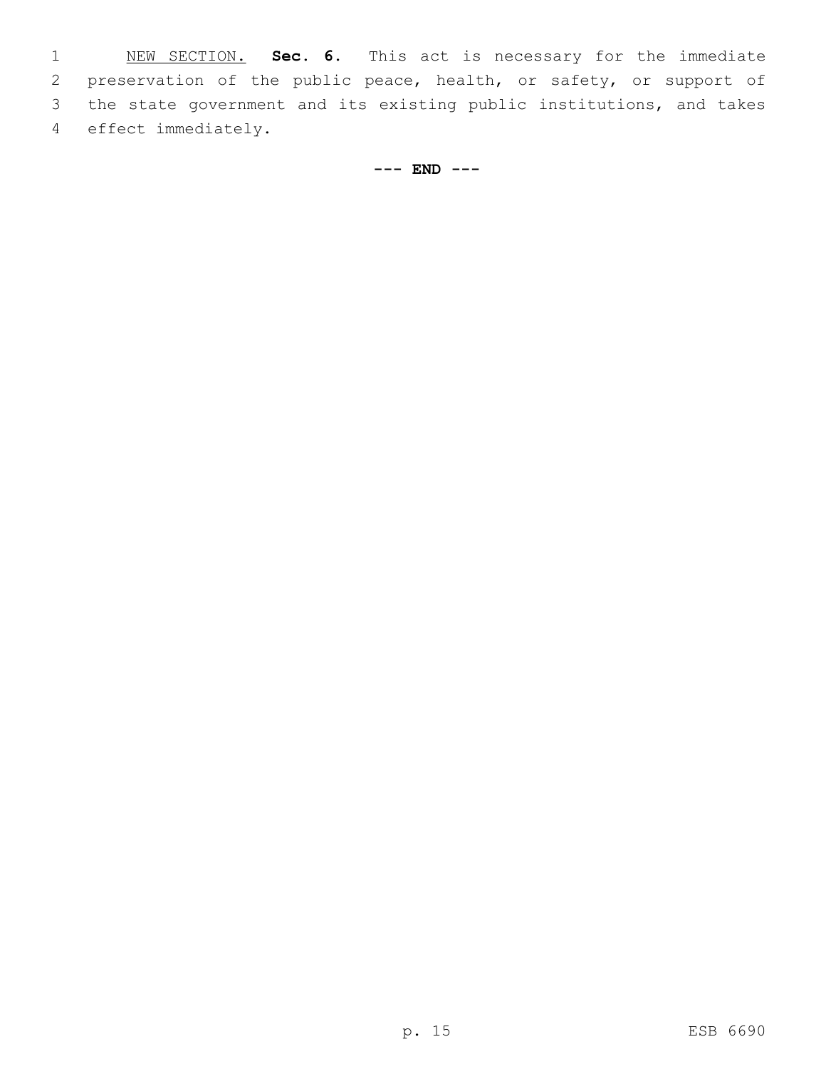NEW SECTION. **Sec. 6.** This act is necessary for the immediate preservation of the public peace, health, or safety, or support of the state government and its existing public institutions, and takes effect immediately.

**--- END ---**